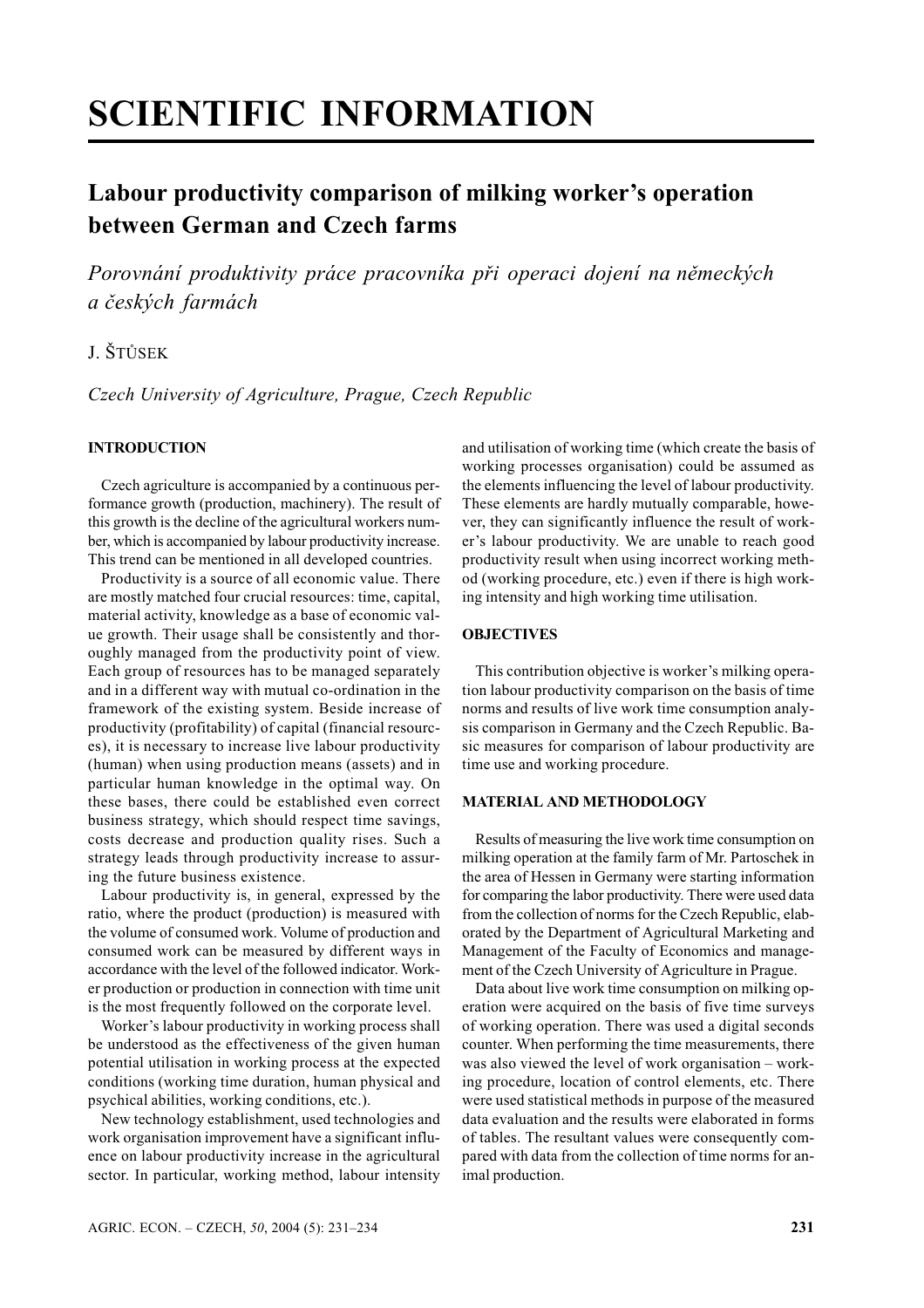# SCIENTIFIC INFORMATION

## Labour productivity comparison of milking worker's operation between German and Czech farms

*Porovnání produktivity práce pracovníka při operaci dojení na německých a českých farmách*

J. ŠTŮSEK

*Czech University of Agriculture, Prague, Czech Republic*

### INTRODUCTION

Czech agriculture is accompanied by a continuous performance growth (production, machinery). The result of this growth is the decline of the agricultural workers number, which is accompanied by labour productivity increase. This trend can be mentioned in all developed countries.

Productivity is a source of all economic value. There are mostly matched four crucial resources: time, capital, material activity, knowledge as a base of economic value growth. Their usage shall be consistently and thoroughly managed from the productivity point of view. Each group of resources has to be managed separately and in a different way with mutual co-ordination in the framework of the existing system. Beside increase of productivity (profitability) of capital (financial resources), it is necessary to increase live labour productivity (human) when using production means (assets) and in particular human knowledge in the optimal way. On these bases, there could be established even correct business strategy, which should respect time savings, costs decrease and production quality rises. Such a strategy leads through productivity increase to assuring the future business existence.

Labour productivity is, in general, expressed by the ratio, where the product (production) is measured with the volume of consumed work. Volume of production and consumed work can be measured by different ways in accordance with the level of the followed indicator. Worker production or production in connection with time unit is the most frequently followed on the corporate level.

Worker's labour productivity in working process shall be understood as the effectiveness of the given human potential utilisation in working process at the expected conditions (working time duration, human physical and psychical abilities, working conditions, etc.).

New technology establishment, used technologies and work organisation improvement have a significant influence on labour productivity increase in the agricultural sector. In particular, working method, labour intensity and utilisation of working time (which create the basis of working processes organisation) could be assumed as the elements influencing the level of labour productivity. These elements are hardly mutually comparable, however, they can significantly influence the result of worker's labour productivity. We are unable to reach good productivity result when using incorrect working method (working procedure, etc.) even if there is high working intensity and high working time utilisation.

### OBJECTIVES

This contribution objective is worker's milking operation labour productivity comparison on the basis of time norms and results of live work time consumption analysis comparison in Germany and the Czech Republic. Basic measures for comparison of labour productivity are time use and working procedure.

### MATERIAL AND METHODOLOGY

Results of measuring the live work time consumption on milking operation at the family farm of Mr. Partoschek in the area of Hessen in Germany were starting information for comparing the labor productivity. There were used data from the collection of norms for the Czech Republic, elaborated by the Department of Agricultural Marketing and Management of the Faculty of Economics and management of the Czech University of Agriculture in Prague.

Data about live work time consumption on milking operation were acquired on the basis of five time surveys of working operation. There was used a digital seconds counter. When performing the time measurements, there was also viewed the level of work organisation – working procedure, location of control elements, etc. There were used statistical methods in purpose of the measured data evaluation and the results were elaborated in forms of tables. The resultant values were consequently compared with data from the collection of time norms for animal production.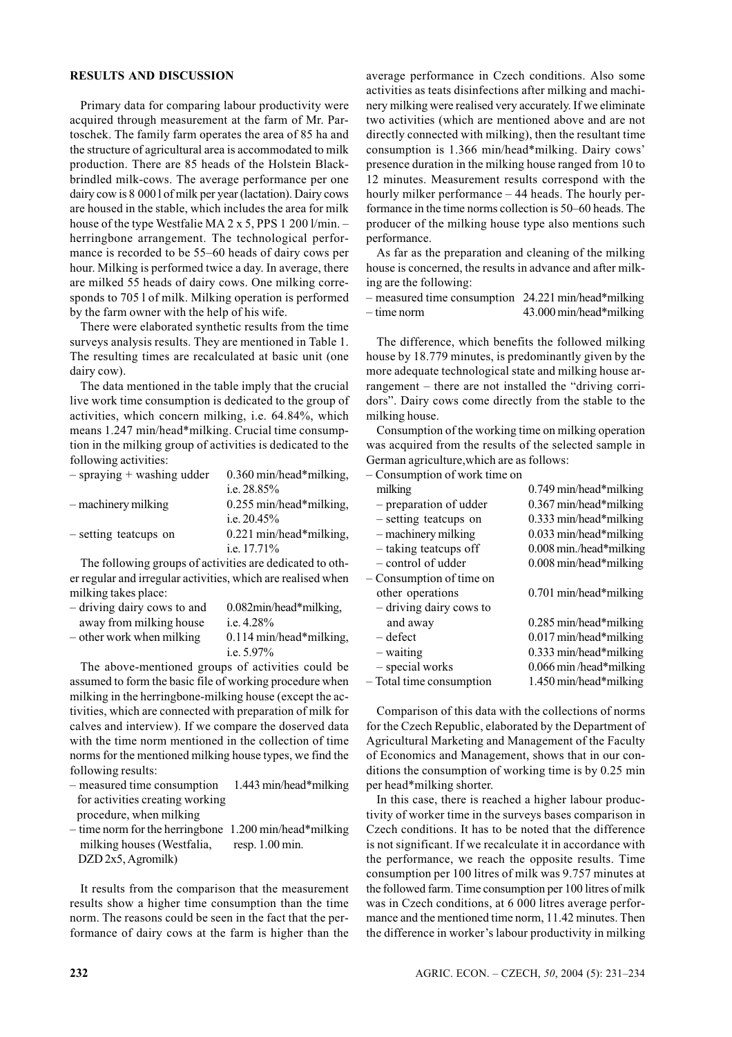## RESULTS AND DISCUSSION

Primary data for comparing labour productivity were acquired through measurement at the farm of Mr. Partoschek. The family farm operates the area of 85 ha and the structure of agricultural area is accommodated to milk production. There are 85 heads of the Holstein Black-brindled milk-cows. The average performance per one dairy cow is 8 000 l of milk per year (lactation). Dairy cows are housed in the stable, which includes the area for milk house of the type Westfalie MA 2 x 5, PPS 1 200 l/min. – herringbone arrangement. The technological performance is recorded to be 55–60 heads of dairy cows per hour. Milking is performed twice a day. In average, there are milked 55 heads of dairy cows. One milking corresponds to 705 l of milk. Milking operation is performed by the farm owner with the help of his wife.

There were elaborated synthetic results from the time surveys analysis results. They are mentioned in Table 1. The resulting times are recalculated at basic unit (one dairy cow).

The data mentioned in the table imply that the crucial live work time consumption is dedicated to the group of activities, which concern milking, i.e. 64.84%, which means 1.247 min/head*milking. Crucial time consumption in the milking group of activities is dedicated to the following activities:

| | |
|---|---|
| – spraying + washing udder | 0.360 min/head*milking, i.e. 28.85% |
| – machinery milking | 0.255 min/head*milking, i.e. 20.45% |
| – setting teatcups on | 0.221 min/head*milking, i.e. 17.71% |

The following groups of activities are dedicated to other regular and irregular activities, which are realised when milking takes place:

| | |
|---|---|
| – driving dairy cows to and away from milking house | 0.082min/head*milking, i.e. 4.28% |
| – other work when milking | 0.114 min/head*milking, i.e. 5.97% |

The above-mentioned groups of activities could be assumed to form the basic file of working procedure when milking in the herringbone-milking house (except the activities, which are connected with preparation of milk for calves and interview). If we compare the doserved data with the time norm mentioned in the collection of time norms for the mentioned milking house types, we find the following results:

| | |
|---|---|
| – measured time consumption for activities creating working procedure, when milking | 1.443 min/head*milking |
| – time norm for the herringbone milking houses (Westfalia, DZD 2x5, Agromilk) | 1.200 min/head*milking resp. 1.00 min. |

It results from the comparison that the measurement results show a higher time consumption than the time norm. The reasons could be seen in the fact that the performance of dairy cows at the farm is higher than the average performance in Czech conditions. Also some activities as teats disinfections after milking and machinery milking were realised very accurately. If we eliminate two activities (which are mentioned above and are not directly connected with milking), then the resultant time consumption is 1.366 min/head*milking. Dairy cows' presence duration in the milking house ranged from 10 to 12 minutes. Measurement results correspond with the hourly milker performance – 44 heads. The hourly performance in the time norms collection is 50–60 heads. The producer of the milking house type also mentions such performance.

As far as the preparation and cleaning of the milking house is concerned, the results in advance and after milking are the following:

| | |
|---|---|
| – measured time consumption | 24.221 min/head*milking |
| – time norm | 43.000 min/head*milking |

The difference, which benefits the followed milking house by 18.779 minutes, is predominantly given by the more adequate technological state and milking house arrangement – there are not installed the "driving corridors". Dairy cows come directly from the stable to the milking house.

Consumption of the working time on milking operation was acquired from the results of the selected sample in German agriculture,which are as follows:

| | |
|---|---|
| – Consumption of work time on milking | 0.749 min/head*milking |
| – preparation of udder | 0.367 min/head*milking |
| – setting teatcups on | 0.333 min/head*milking |
| – machinery milking | 0.033 min/head*milking |
| – taking teatcups off | 0.008 min./head*milking |
| – control of udder | 0.008 min/head*milking |
| – Consumption of time on other operations | 0.701 min/head*milking |
| – driving dairy cows to and away | 0.285 min/head*milking |
| – defect | 0.017 min/head*milking |
| – waiting | 0.333 min/head*milking |
| – special works | 0.066 min /head*milking |
| – Total time consumption | 1.450 min/head*milking |

Comparison of this data with the collections of norms for the Czech Republic, elaborated by the Department of Agricultural Marketing and Management of the Faculty of Economics and Management, shows that in our conditions the consumption of working time is by 0.25 min per head*milking shorter.

In this case, there is reached a higher labour productivity of worker time in the surveys bases comparison in Czech conditions. It has to be noted that the difference is not significant. If we recalculate it in accordance with the performance, we reach the opposite results. Time consumption per 100 litres of milk was 9.757 minutes at the followed farm. Time consumption per 100 litres of milk was in Czech conditions, at 6 000 litres average performance and the mentioned time norm, 11.42 minutes. Then the difference in worker's labour productivity in milking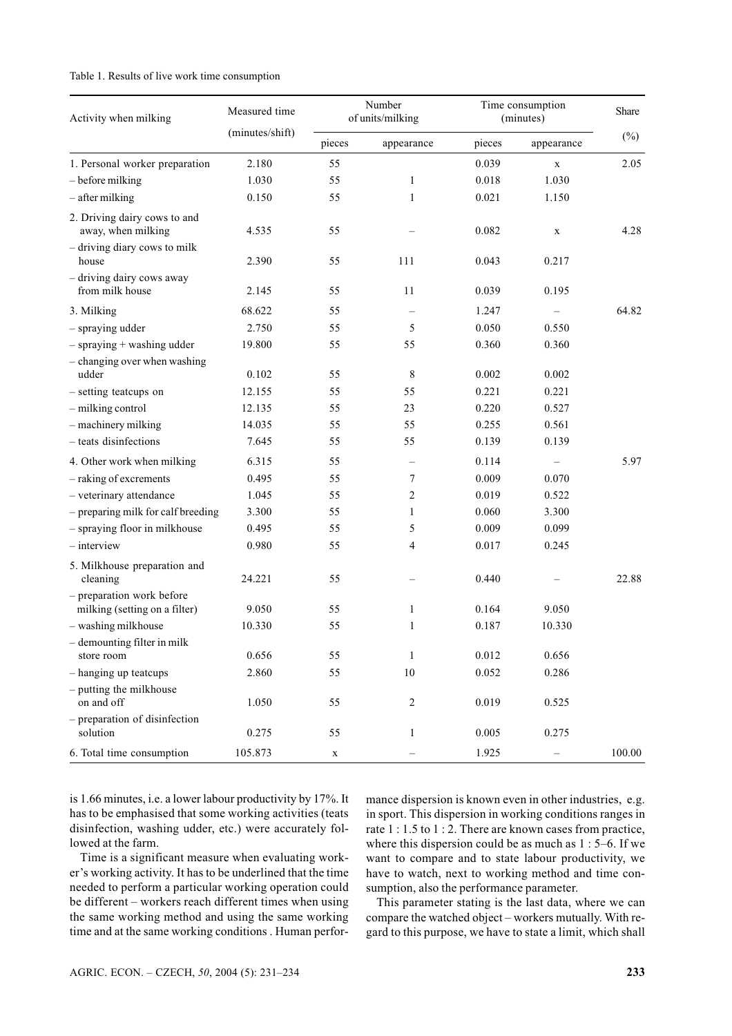Table 1. Results of live work time consumption

| Activity when milking | Measured time (minutes/shift) | Number of units/milking | | Time consumption (minutes) | | Share (%) |
|---|---|---|---|---|---|---|
| | | pieces | appearance | pieces | appearance | |
| 1. Personal worker preparation | 2.180 | 55 | | 0.039 | x | 2.05 |
| – before milking | 1.030 | 55 | 1 | 0.018 | 1.030 | |
| – after milking | 0.150 | 55 | 1 | 0.021 | 1.150 | |
| 2. Driving dairy cows to and away, when milking | 4.535 | 55 | – | 0.082 | x | 4.28 |
| – driving diary cows to milk house | 2.390 | 55 | 111 | 0.043 | 0.217 | |
| – driving diary cows away from milk house | 2.145 | 55 | 11 | 0.039 | 0.195 | |
| 3. Milking | 68.622 | 55 | – | 1.247 | – | 64.82 |
| – spraying udder | 2.750 | 55 | 5 | 0.050 | 0.550 | |
| – spraying + washing udder | 19.800 | 55 | 55 | 0.360 | 0.360 | |
| – changing over when washing udder | 0.102 | 55 | 8 | 0.002 | 0.002 | |
| – setting teatcups on | 12.155 | 55 | 55 | 0.221 | 0.221 | |
| – milking control | 12.135 | 55 | 23 | 0.220 | 0.527 | |
| – machinery milking | 14.035 | 55 | 55 | 0.255 | 0.561 | |
| – teats disinfections | 7.645 | 55 | 55 | 0.139 | 0.139 | |
| 4. Other work when milking | 6.315 | 55 | – | 0.114 | – | 5.97 |
| – raking of excrements | 0.495 | 55 | 7 | 0.009 | 0.070 | |
| – veterinary attendance | 1.045 | 55 | 2 | 0.019 | 0.522 | |
| – preparing milk for calf breeding | 3.300 | 55 | 1 | 0.060 | 3.300 | |
| – spraying floor in milkhouse | 0.495 | 55 | 5 | 0.009 | 0.099 | |
| – interview | 0.980 | 55 | 4 | 0.017 | 0.245 | |
| 5. Milkhouse preparation and cleaning | 24.221 | 55 | – | 0.440 | – | 22.88 |
| – preparation work before milking (setting on a filter) | 9.050 | 55 | 1 | 0.164 | 9.050 | |
| – washing milkhouse | 10.330 | 55 | 1 | 0.187 | 10.330 | |
| – demounting filter in milk store room | 0.656 | 55 | 1 | 0.012 | 0.656 | |
| – hanging up teatcups | 2.860 | 55 | 10 | 0.052 | 0.286 | |
| – putting the milkhouse on and off | 1.050 | 55 | 2 | 0.019 | 0.525 | |
| – preparation of disinfection solution | 0.275 | 55 | 1 | 0.005 | 0.275 | |
| 6. Total time consumption | 105.873 | x | – | 1.925 | – | 100.00 |

is 1.66 minutes, i.e. a lower labour productivity by 17%. It has to be emphasised that some working activities (teats disinfection, washing udder, etc.) were accurately followed at the farm.

Time is a significant measure when evaluating worker's working activity. It has to be underlined that the time needed to perform a particular working operation could be different – workers reach different times when using the same working method and using the same working time and at the same working conditions . Human performance dispersion is known even in other industries, e.g. in sport. This dispersion in working conditions ranges in rate 1 : 1.5 to 1 : 2. There are known cases from practice, where this dispersion could be as much as 1 : 5–6. If we want to compare and to state labour productivity, we have to watch, next to working method and time consumption, also the performance parameter.

This parameter stating is the last data, where we can compare the watched object – workers mutually. With regard to this purpose, we have to state a limit, which shall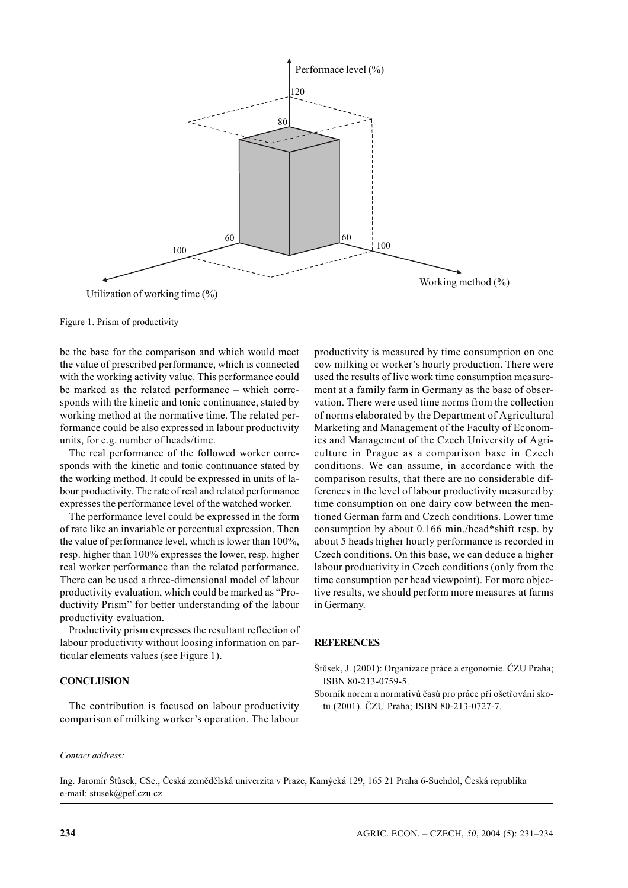Performace level (%)

120

80

60

60

100

100

Working method (%)

Utilization of working time (%)

Figure 1. Prism of productivity

be the base for the comparison and which would meet the value of prescribed performance, which is connected with the working activity value. This performance could be marked as the related performance – which corresponds with the kinetic and tonic continuance, stated by working method at the normative time. The related performance could be also expressed in labour productivity units, for e.g. number of heads/time.

The real performance of the followed worker corresponds with the kinetic and tonic continuance stated by the working method. It could be expressed in units of labour productivity. The rate of real and related performance expresses the performance level of the watched worker.

The performance level could be expressed in the form of rate like an invariable or percentual expression. Then the value of performance level, which is lower than 100%, resp. higher than 100% expresses the lower, resp. higher real worker performance than the related performance. There can be used a three-dimensional model of labour productivity evaluation, which could be marked as "Productivity Prism" for better understanding of the labour productivity evaluation.

Productivity prism expresses the resultant reflection of labour productivity without loosing information on particular elements values (see Figure 1).

## CONCLUSION

The contribution is focused on labour productivity comparison of milking worker's operation. The labour productivity is measured by time consumption on one cow milking or worker's hourly production. There were used the results of live work time consumption measurement at a family farm in Germany as the base of observation. There were used time norms from the collection of norms elaborated by the Department of Agricultural Marketing and Management of the Faculty of Economics and Management of the Czech University of Agriculture in Prague as a comparison base in Czech conditions. We can assume, in accordance with the comparison results, that there are no considerable differences in the level of labour productivity measured by time consumption on one dairy cow between the mentioned German farm and Czech conditions. Lower time consumption by about 0.166 min./head*shift resp. by about 5 heads higher hourly performance is recorded in Czech conditions. On this base, we can deduce a higher labour productivity in Czech conditions (only from the time consumption per head viewpoint). For more objective results, we should perform more measures at farms in Germany.

## REFERENCES

Štůsek, J. (2001): Organizace práce a ergonomie. ČZU Praha; ISBN 80-213-0759-5.

Sborník norem a normativů časů pro práce při ošetřování skotu (2001). ČZU Praha; ISBN 80-213-0727-7.

*Contact address:*

Ing. Jaromír Štůsek, CSc., Česká zemědělská univerzita v Praze, Kamýcká 129, 165 21 Praha 6-Suchdol, Česká republika
e-mail: stusek@pef.czu.cz